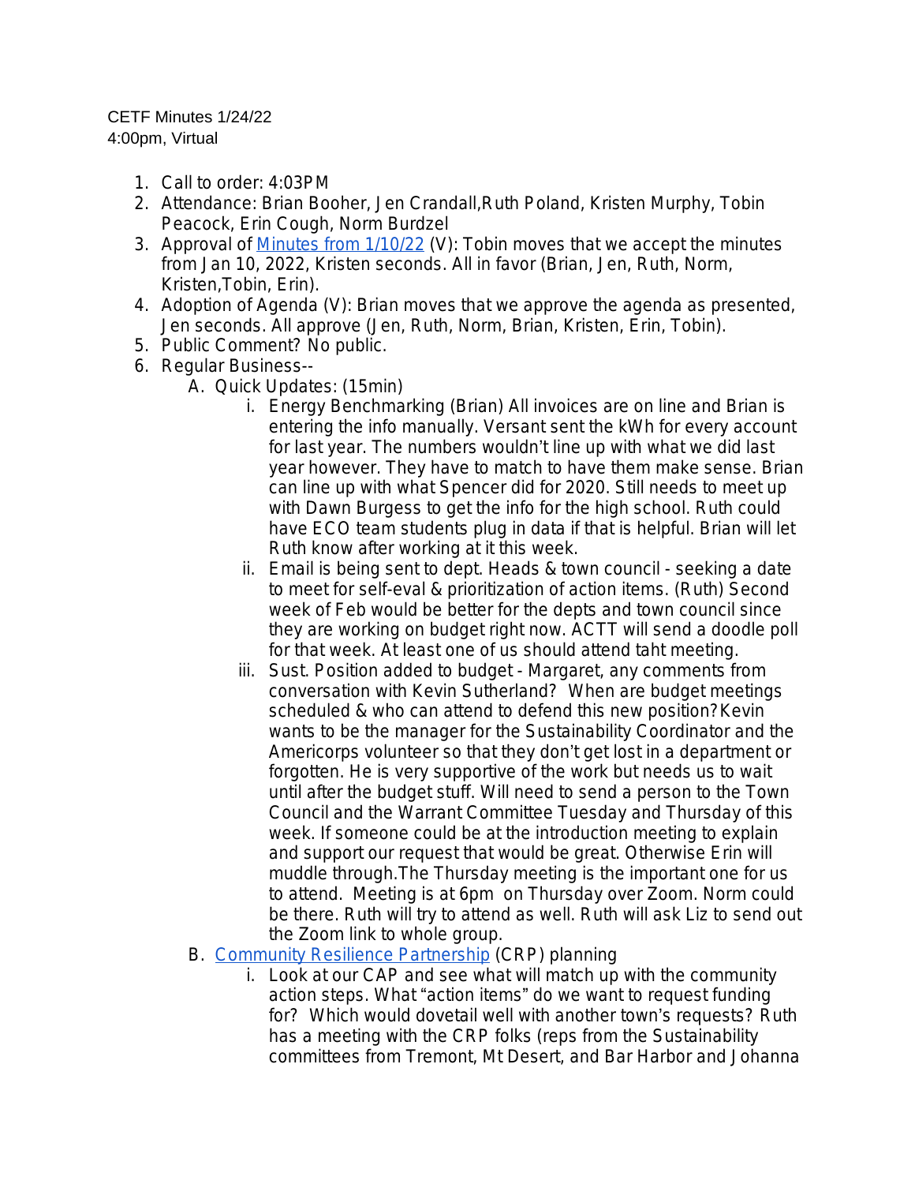CETF Minutes 1/24/22
4:00pm, Virtual

1. Call to order: 4:03PM
2. Attendance: Brian Booher, Jen Crandall,Ruth Poland, Kristen Murphy, Tobin Peacock, Erin Cough, Norm Burdzel
3. Approval of [Minutes from 1/10/22]() (V): Tobin moves that we accept the minutes from Jan 10, 2022, Kristen seconds. All in favor (Brian, Jen, Ruth, Norm, Kristen,Tobin, Erin).
4. Adoption of Agenda (V): Brian moves that we approve the agenda as presented, Jen seconds. All approve (Jen, Ruth, Norm, Brian, Kristen, Erin, Tobin).
5. Public Comment? No public.
6. Regular Business--
   A. Quick Updates: (15min)
      i. Energy Benchmarking (Brian) All invoices are on line and Brian is entering the info manually. Versant sent the kWh for every account for last year. The numbers wouldn't line up with what we did last year however. They have to match to have them make sense. Brian can line up with what Spencer did for 2020. Still needs to meet up with Dawn Burgess to get the info for the high school. Ruth could have ECO team students plug in data if that is helpful. Brian will let Ruth know after working at it this week.
      ii. Email is being sent to dept. Heads & town council - seeking a date to meet for self-eval & prioritization of action items. (Ruth) Second week of Feb would be better for the depts and town council since they are working on budget right now. ACTT will send a doodle poll for that week. At least one of us should attend taht meeting.
      iii. Sust. Position added to budget - Margaret, any comments from conversation with Kevin Sutherland? When are budget meetings scheduled & who can attend to defend this new position?Kevin wants to be the manager for the Sustainability Coordinator and the Americorps volunteer so that they don't get lost in a department or forgotten. He is very supportive of the work but needs us to wait until after the budget stuff. Will need to send a person to the Town Council and the Warrant Committee Tuesday and Thursday of this week. If someone could be at the introduction meeting to explain and support our request that would be great. Otherwise Erin will muddle through.The Thursday meeting is the important one for us to attend. Meeting is at 6pm on Thursday over Zoom. Norm could be there. Ruth will try to attend as well. Ruth will ask Liz to send out the Zoom link to whole group.
   B. [Community Resilience Partnership]() (CRP) planning
      i. Look at our CAP and see what will match up with the community action steps. What "action items" do we want to request funding for? Which would dovetail well with another town's requests? Ruth has a meeting with the CRP folks (reps from the Sustainability committees from Tremont, Mt Desert, and Bar Harbor and Johanna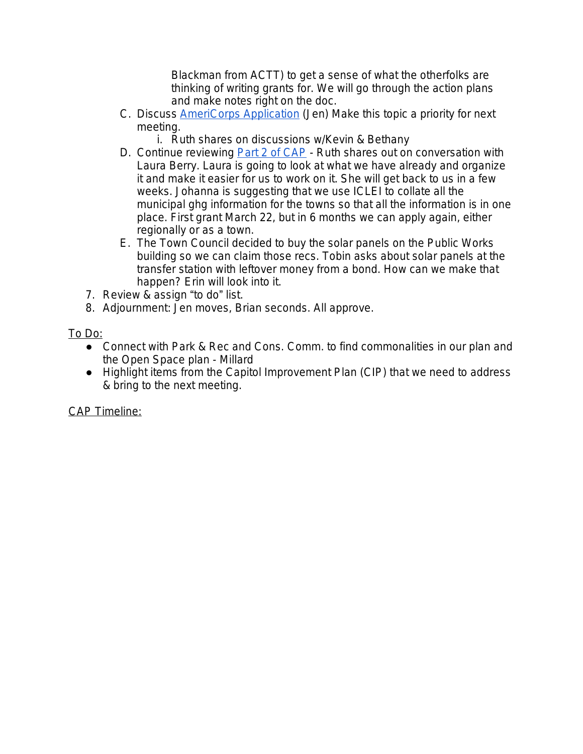Blackman from ACTT) to get a sense of what the otherfolks are thinking of writing grants for. We will go through the action plans and make notes right on the doc.

C. Discuss [AmeriCorps Application] (Jen) Make this topic a priority for next meeting.
   i. Ruth shares on discussions w/Kevin & Bethany
D. Continue reviewing [Part 2 of CAP] - Ruth shares out on conversation with Laura Berry. Laura is going to look at what we have already and organize it and make it easier for us to work on it. She will get back to us in a few weeks. Johanna is suggesting that we use ICLEI to collate all the municipal ghg information for the towns so that all the information is in one place. First grant March 22, but in 6 months we can apply again, either regionally or as a town.
E. The Town Council decided to buy the solar panels on the Public Works building so we can claim those recs. Tobin asks about solar panels at the transfer station with leftover money from a bond. How can we make that happen? Erin will look into it.

7. Review & assign "to do" list.
8. Adjournment: Jen moves, Brian seconds. All approve.

To Do:

- Connect with Park & Rec and Cons. Comm. to find commonalities in our plan and the Open Space plan - Millard
- Highlight items from the Capitol Improvement Plan (CIP) that we need to address & bring to the next meeting.

CAP Timeline: